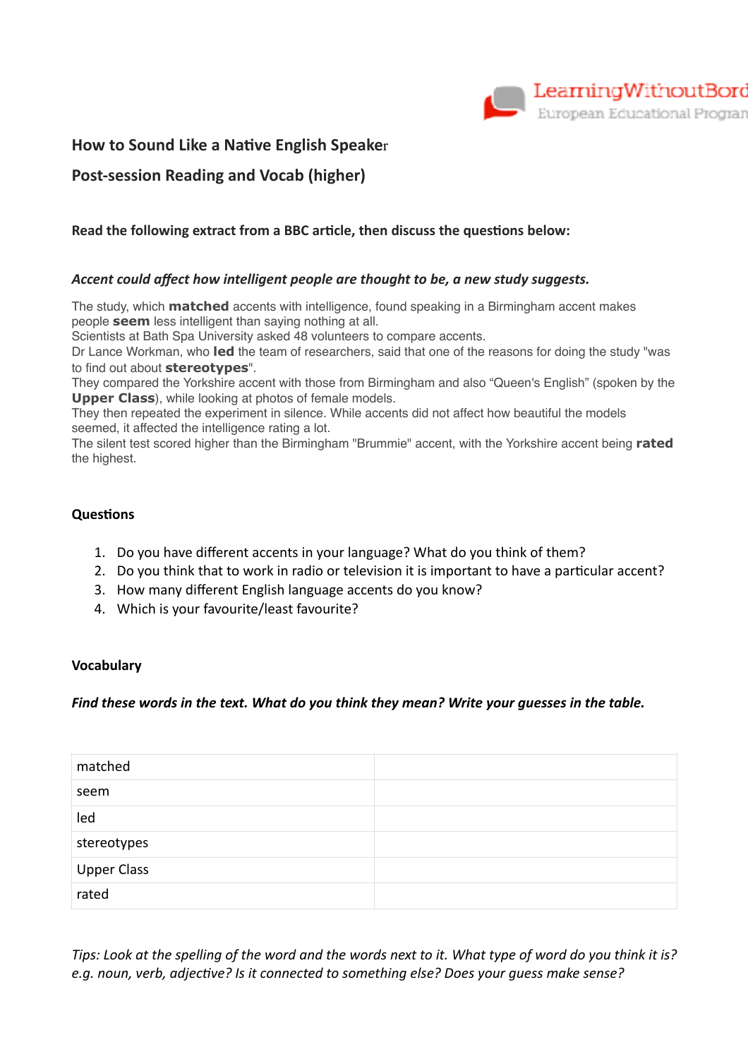# How to Sound Like a Native English Speaker

## Post-session Reading and Vocab (higher)

**Read the following extract from a BBC article, then discuss the questions below:**

***Accent could affect how intelligent people are thought to be, a new study suggests.***

The study, which **matched** accents with intelligence, found speaking in a Birmingham accent makes people **seem** less intelligent than saying nothing at all.
Scientists at Bath Spa University asked 48 volunteers to compare accents.
Dr Lance Workman, who **led** the team of researchers, said that one of the reasons for doing the study "was to find out about **stereotypes**".
They compared the Yorkshire accent with those from Birmingham and also "Queen's English" (spoken by the **Upper Class**), while looking at photos of female models.
They then repeated the experiment in silence. While accents did not affect how beautiful the models seemed, it affected the intelligence rating a lot.
The silent test scored higher than the Birmingham "Brummie" accent, with the Yorkshire accent being **rated** the highest.

**Questions**

1. Do you have different accents in your language? What do you think of them?
2. Do you think that to work in radio or television it is important to have a particular accent?
3. How many different English language accents do you know?
4. Which is your favourite/least favourite?

**Vocabulary**

***Find these words in the text. What do you think they mean? Write your guesses in the table.***

| | |
|---|---|
| matched | |
| seem | |
| led | |
| stereotypes | |
| Upper Class | |
| rated | |

*Tips: Look at the spelling of the word and the words next to it. What type of word do you think it is? e.g. noun, verb, adjective? Is it connected to something else? Does your guess make sense?*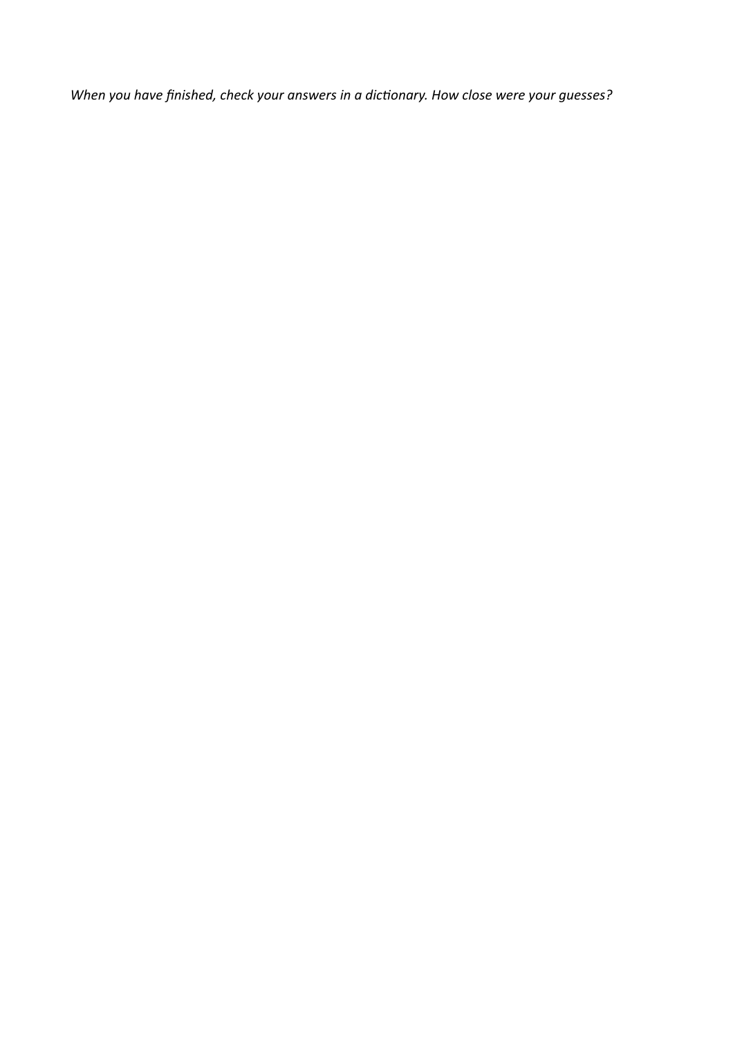*When you have finished, check your answers in a dictionary. How close were your guesses?*